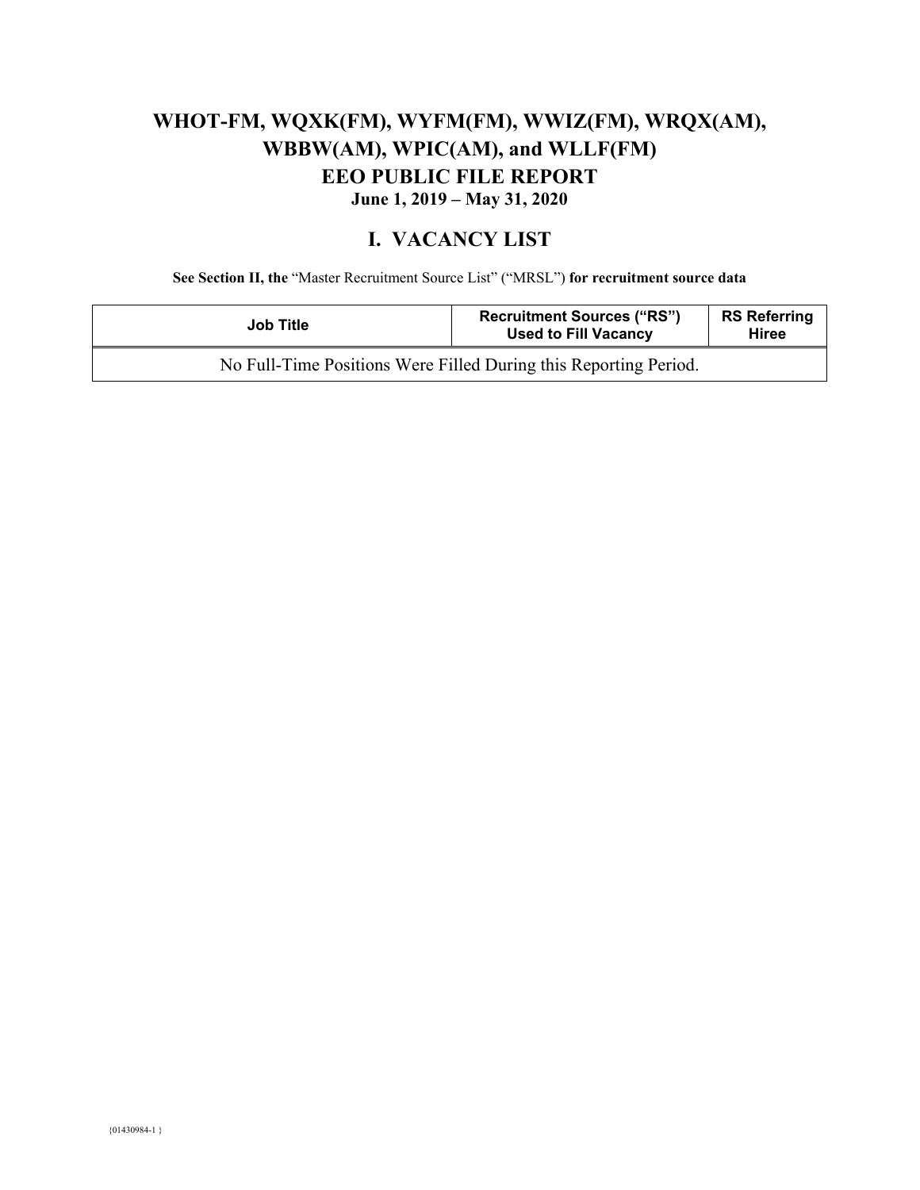# WHOT-FM, WQXK(FM), WYFM(FM), WWIZ(FM), WRQX(AM), WBBW(AM), WPIC(AM), and WLLF(FM)

## EEO PUBLIC FILE REPORT

**June 1, 2019 – May 31, 2020**

## I. VACANCY LIST

**See Section II, the** "Master Recruitment Source List" ("MRSL") **for recruitment source data**

| Job Title | Recruitment Sources ("RS") Used to Fill Vacancy | RS Referring Hiree |
| --- | --- | --- |
| No Full-Time Positions Were Filled During this Reporting Period. | | |

{01430984-1 }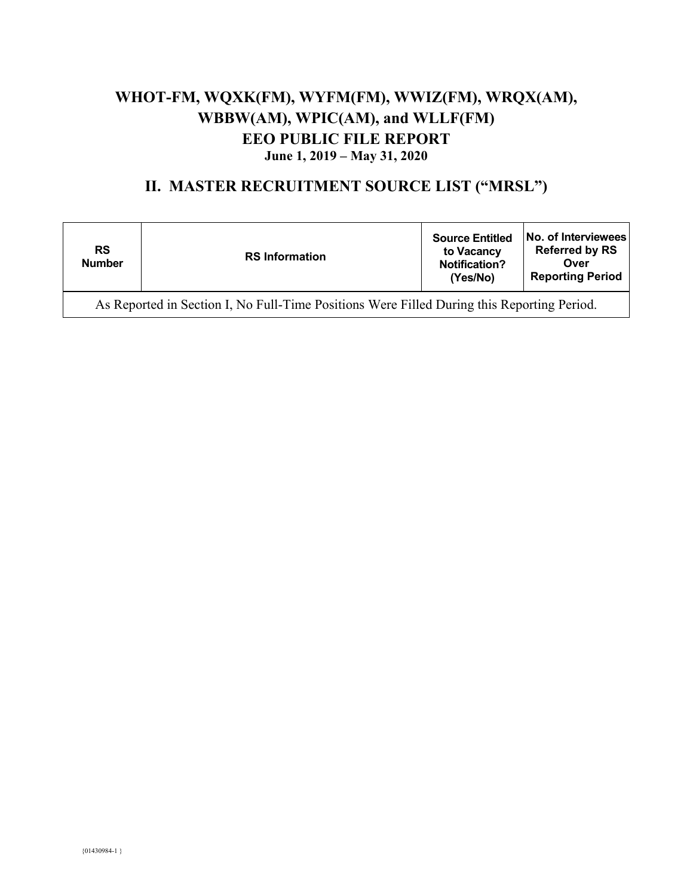# WHOT-FM, WQXK(FM), WYFM(FM), WWIZ(FM), WRQX(AM), WBBW(AM), WPIC(AM), and WLLF(FM)

# EEO PUBLIC FILE REPORT

**June 1, 2019 – May 31, 2020**

## II. MASTER RECRUITMENT SOURCE LIST ("MRSL")

| RS Number | RS Information | Source Entitled to Vacancy Notification? (Yes/No) | No. of Interviewees Referred by RS Over Reporting Period |
|---|---|---|---|
| As Reported in Section I, No Full-Time Positions Were Filled During this Reporting Period. | | | |

{01430984-1 }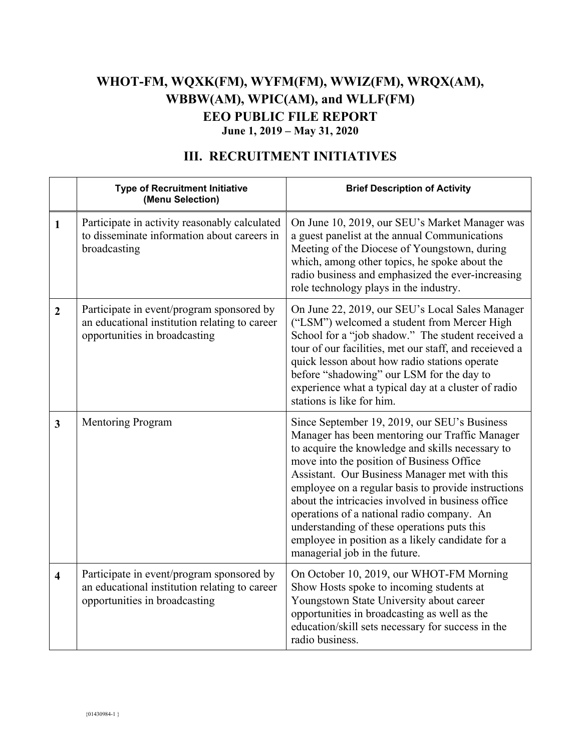# WHOT-FM, WQXK(FM), WYFM(FM), WWIZ(FM), WRQX(AM), WBBW(AM), WPIC(AM), and WLLF(FM)

## EEO PUBLIC FILE REPORT

**June 1, 2019 – May 31, 2020**

## III. RECRUITMENT INITIATIVES

| | Type of Recruitment Initiative (Menu Selection) | Brief Description of Activity |
|---|---|---|
| **1** | Participate in activity reasonably calculated to disseminate information about careers in broadcasting | On June 10, 2019, our SEU's Market Manager was a guest panelist at the annual Communications Meeting of the Diocese of Youngstown, during which, among other topics, he spoke about the radio business and emphasized the ever-increasing role technology plays in the industry. |
| **2** | Participate in event/program sponsored by an educational institution relating to career opportunities in broadcasting | On June 22, 2019, our SEU's Local Sales Manager ("LSM") welcomed a student from Mercer High School for a "job shadow." The student received a tour of our facilities, met our staff, and receieved a quick lesson about how radio stations operate before "shadowing" our LSM for the day to experience what a typical day at a cluster of radio stations is like for him. |
| **3** | Mentoring Program | Since September 19, 2019, our SEU's Business Manager has been mentoring our Traffic Manager to acquire the knowledge and skills necessary to move into the position of Business Office Assistant. Our Business Manager met with this employee on a regular basis to provide instructions about the intricacies involved in business office operations of a national radio company. An understanding of these operations puts this employee in position as a likely candidate for a managerial job in the future. |
| **4** | Participate in event/program sponsored by an educational institution relating to career opportunities in broadcasting | On October 10, 2019, our WHOT-FM Morning Show Hosts spoke to incoming students at Youngstown State University about career opportunities in broadcasting as well as the education/skill sets necessary for success in the radio business. |

{01430984-1 }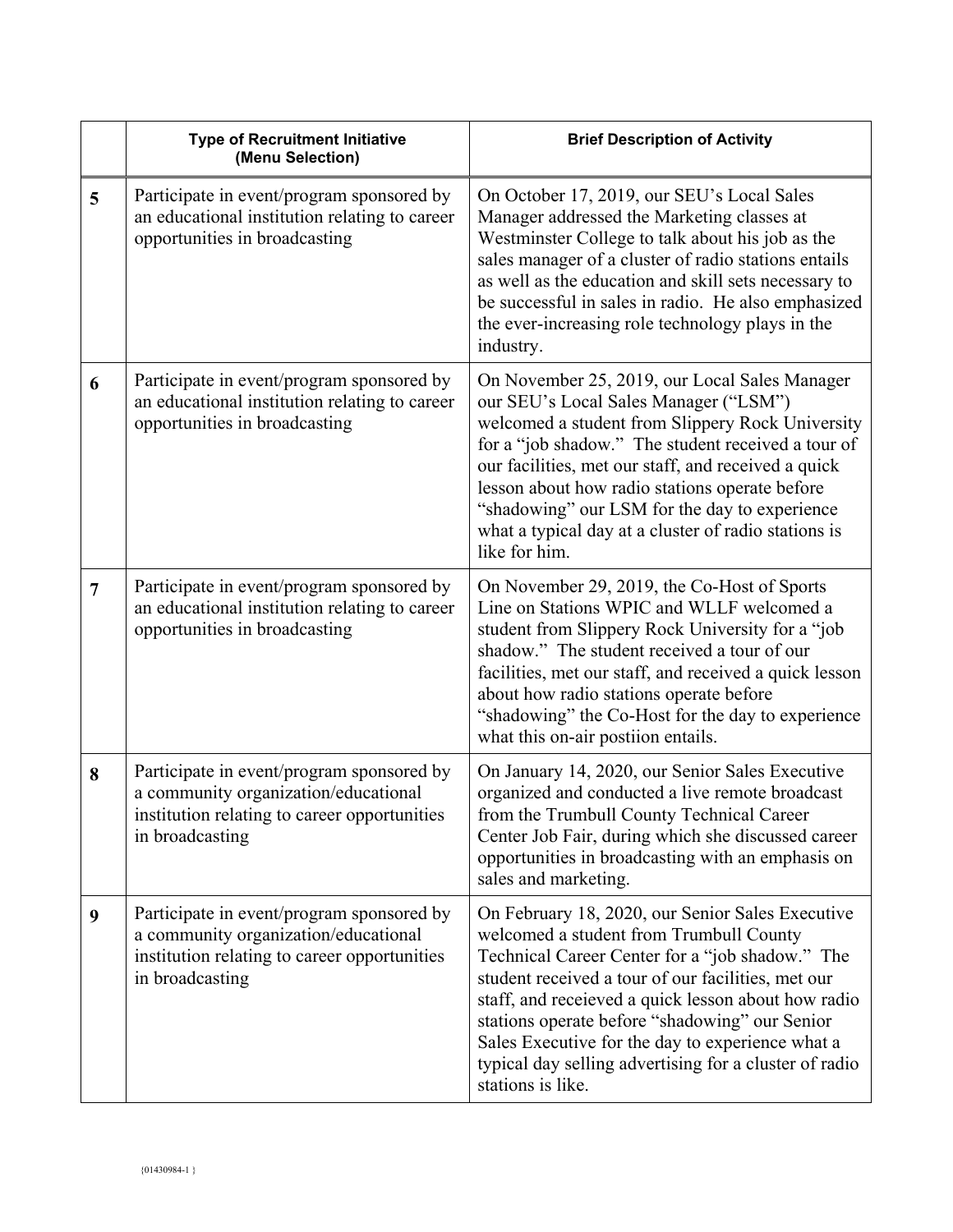| | Type of Recruitment Initiative (Menu Selection) | Brief Description of Activity |
|---|---|---|
| 5 | Participate in event/program sponsored by an educational institution relating to career opportunities in broadcasting | On October 17, 2019, our SEU's Local Sales Manager addressed the Marketing classes at Westminster College to talk about his job as the sales manager of a cluster of radio stations entails as well as the education and skill sets necessary to be successful in sales in radio. He also emphasized the ever-increasing role technology plays in the industry. |
| 6 | Participate in event/program sponsored by an educational institution relating to career opportunities in broadcasting | On November 25, 2019, our Local Sales Manager our SEU's Local Sales Manager ("LSM") welcomed a student from Slippery Rock University for a "job shadow." The student received a tour of our facilities, met our staff, and received a quick lesson about how radio stations operate before "shadowing" our LSM for the day to experience what a typical day at a cluster of radio stations is like for him. |
| 7 | Participate in event/program sponsored by an educational institution relating to career opportunities in broadcasting | On November 29, 2019, the Co-Host of Sports Line on Stations WPIC and WLLF welcomed a student from Slippery Rock University for a "job shadow." The student received a tour of our facilities, met our staff, and received a quick lesson about how radio stations operate before "shadowing" the Co-Host for the day to experience what this on-air postiion entails. |
| 8 | Participate in event/program sponsored by a community organization/educational institution relating to career opportunities in broadcasting | On January 14, 2020, our Senior Sales Executive organized and conducted a live remote broadcast from the Trumbull County Technical Career Center Job Fair, during which she discussed career opportunities in broadcasting with an emphasis on sales and marketing. |
| 9 | Participate in event/program sponsored by a community organization/educational institution relating to career opportunities in broadcasting | On February 18, 2020, our Senior Sales Executive welcomed a student from Trumbull County Technical Career Center for a "job shadow." The student received a tour of our facilities, met our staff, and receieved a quick lesson about how radio stations operate before "shadowing" our Senior Sales Executive for the day to experience what a typical day selling advertising for a cluster of radio stations is like. |

{01430984-1 }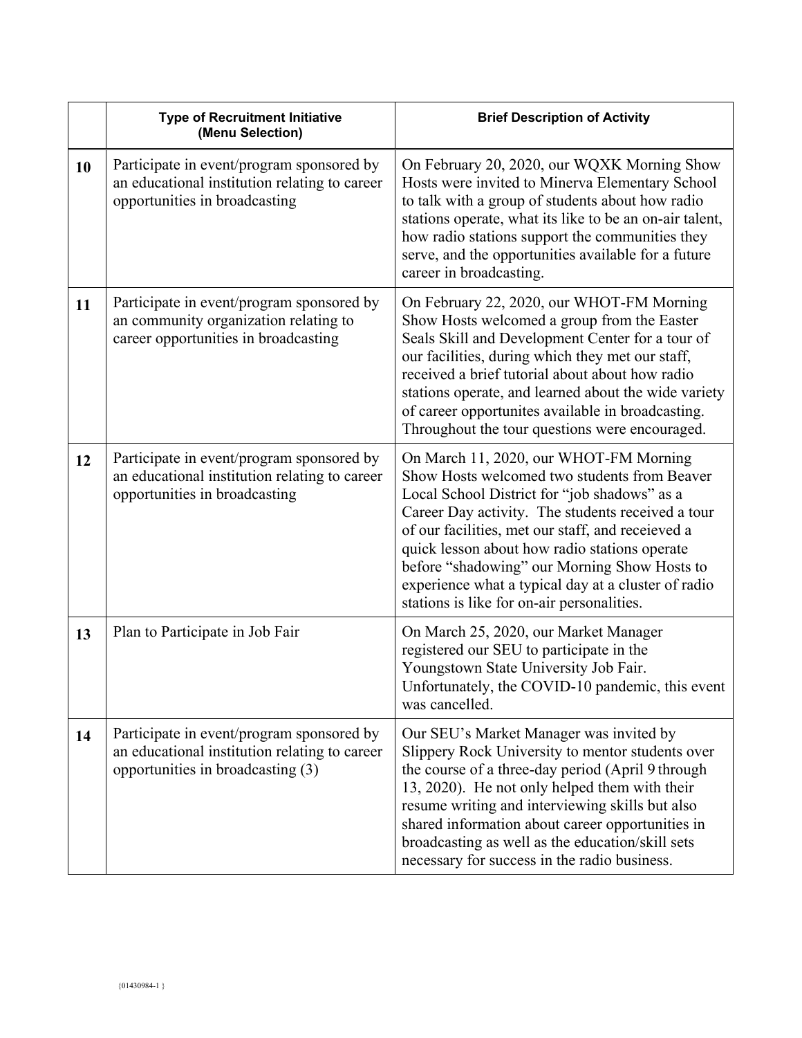| | Type of Recruitment Initiative (Menu Selection) | Brief Description of Activity |
|---|---|---|
| **10** | Participate in event/program sponsored by an educational institution relating to career opportunities in broadcasting | On February 20, 2020, our WQXK Morning Show Hosts were invited to Minerva Elementary School to talk with a group of students about how radio stations operate, what its like to be an on-air talent, how radio stations support the communities they serve, and the opportunities available for a future career in broadcasting. |
| **11** | Participate in event/program sponsored by an community organization relating to career opportunities in broadcasting | On February 22, 2020, our WHOT-FM Morning Show Hosts welcomed a group from the Easter Seals Skill and Development Center for a tour of our facilities, during which they met our staff, received a brief tutorial about about how radio stations operate, and learned about the wide variety of career opportunites available in broadcasting. Throughout the tour questions were encouraged. |
| **12** | Participate in event/program sponsored by an educational institution relating to career opportunities in broadcasting | On March 11, 2020, our WHOT-FM Morning Show Hosts welcomed two students from Beaver Local School District for "job shadows" as a Career Day activity. The students received a tour of our facilities, met our staff, and receieved a quick lesson about how radio stations operate before "shadowing" our Morning Show Hosts to experience what a typical day at a cluster of radio stations is like for on-air personalities. |
| **13** | Plan to Participate in Job Fair | On March 25, 2020, our Market Manager registered our SEU to participate in the Youngstown State University Job Fair. Unfortunately, the COVID-10 pandemic, this event was cancelled. |
| **14** | Participate in event/program sponsored by an educational institution relating to career opportunities in broadcasting (3) | Our SEU's Market Manager was invited by Slippery Rock University to mentor students over the course of a three-day period (April 9 through 13, 2020). He not only helped them with their resume writing and interviewing skills but also shared information about career opportunities in broadcasting as well as the education/skill sets necessary for success in the radio business. |

{01430984-1 }